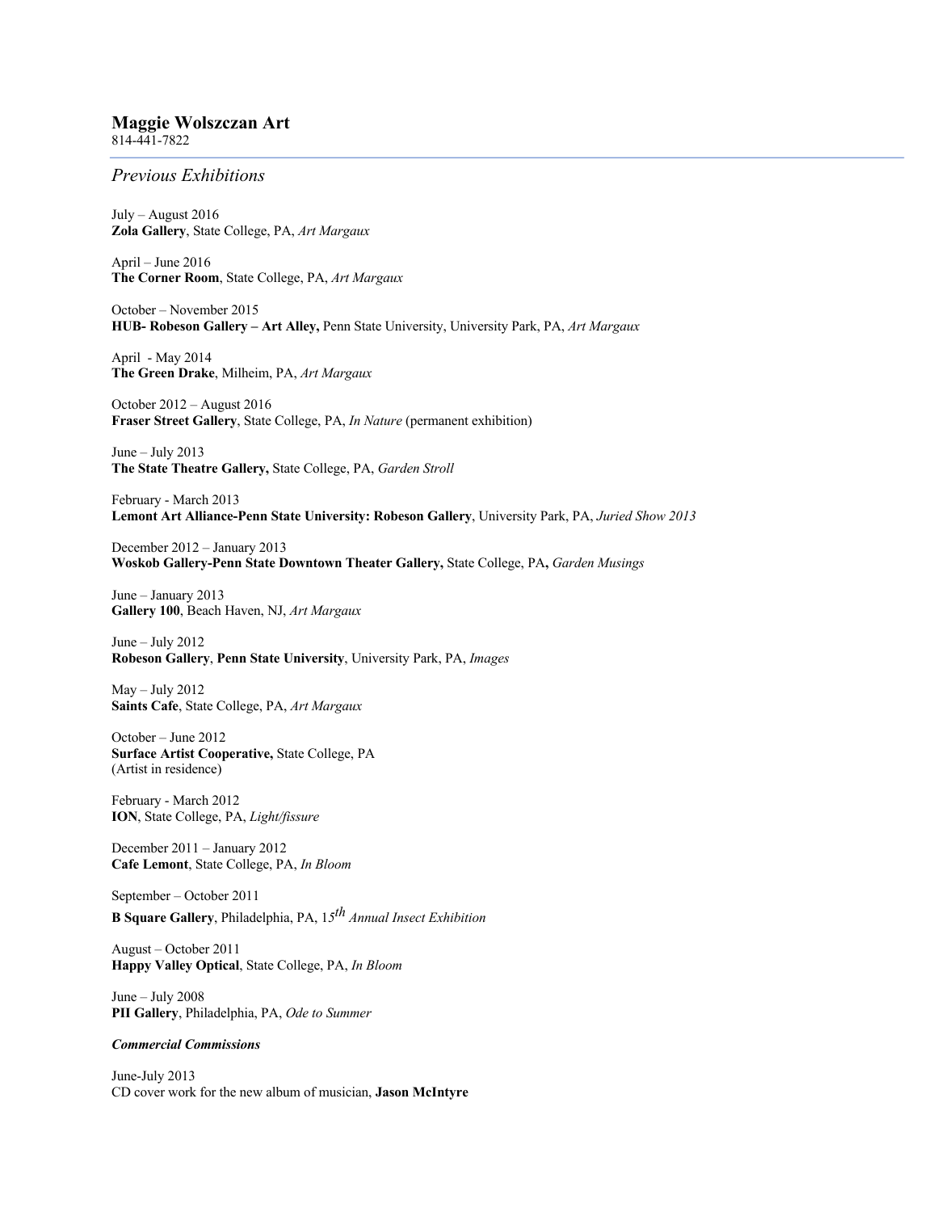**Maggie Wolszczan Art**
814-441-7822

## *Previous Exhibitions*

July – August 2016
**Zola Gallery**, State College, PA, *Art Margaux*

April – June 2016
**The Corner Room**, State College, PA, *Art Margaux*

October – November 2015
**HUB- Robeson Gallery – Art Alley,** Penn State University, University Park, PA, *Art Margaux*

April - May 2014
**The Green Drake**, Milheim, PA, *Art Margaux*

October 2012 – August 2016
**Fraser Street Gallery**, State College, PA, *In Nature* (permanent exhibition)

June – July 2013
**The State Theatre Gallery,** State College, PA, *Garden Stroll*

February - March 2013
**Lemont Art Alliance-Penn State University: Robeson Gallery**, University Park, PA, *Juried Show 2013*

December 2012 – January 2013
**Woskob Gallery-Penn State Downtown Theater Gallery,** State College, PA**,** *Garden Musings*

June – January 2013
**Gallery 100**, Beach Haven, NJ, *Art Margaux*

June – July 2012
**Robeson Gallery**, **Penn State University**, University Park, PA, *Images*

May – July 2012
**Saints Cafe**, State College, PA, *Art Margaux*

October – June 2012
**Surface Artist Cooperative,** State College, PA
(Artist in residence)

February - March 2012
**ION**, State College, PA, *Light/fissure*

December 2011 – January 2012
**Cafe Lemont**, State College, PA, *In Bloom*

September – October 2011
**B Square Gallery**, Philadelphia, PA, *15th Annual Insect Exhibition*

August – October 2011
**Happy Valley Optical**, State College, PA, *In Bloom*

June – July 2008
**PII Gallery**, Philadelphia, PA, *Ode to Summer*

***Commercial Commissions***

June-July 2013
CD cover work for the new album of musician, **Jason McIntyre**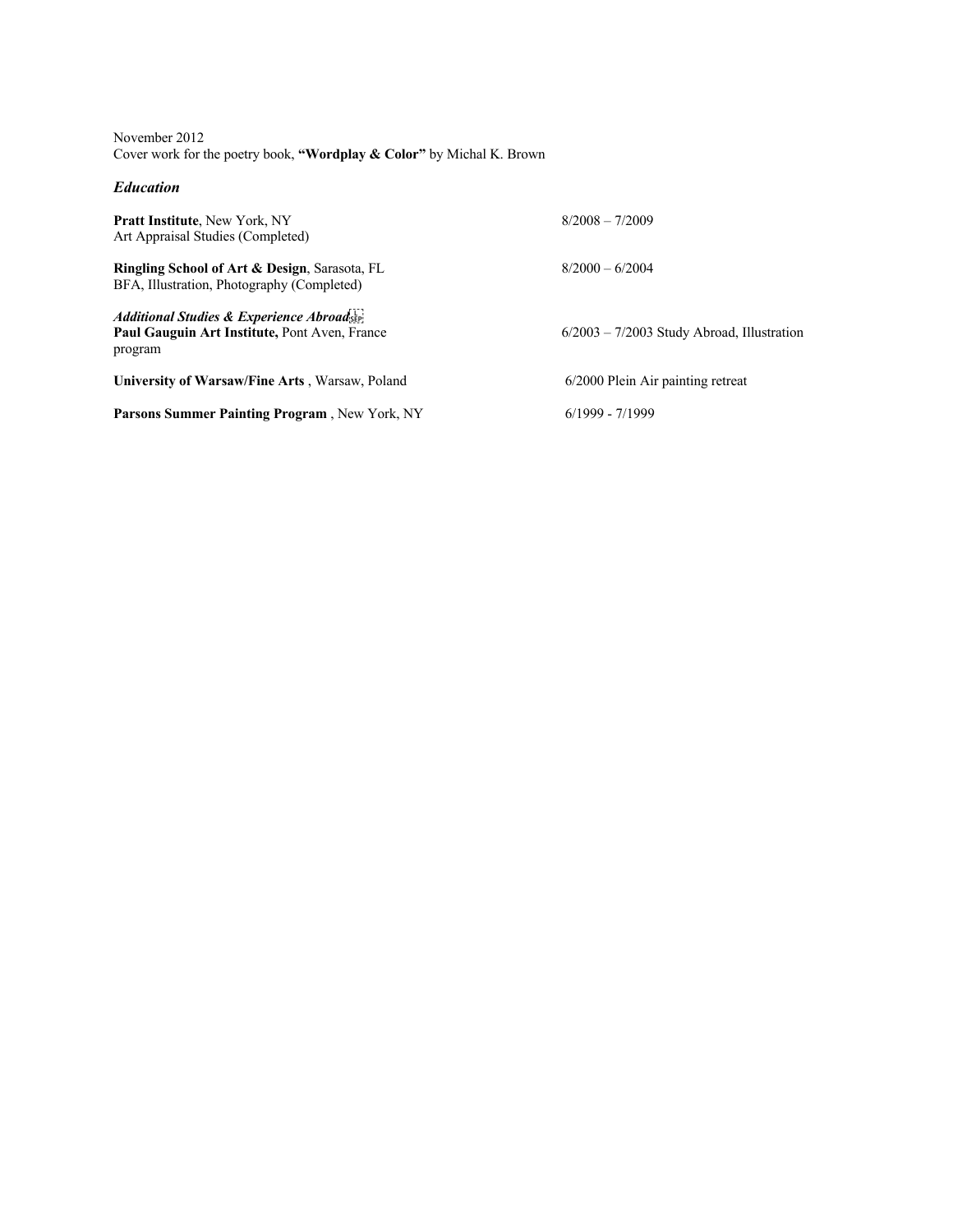November 2012
Cover work for the poetry book, **"Wordplay & Color"** by Michal K. Brown

## *Education*

**Pratt Institute**, New York, NY — 8/2008 – 7/2009
Art Appraisal Studies (Completed)

**Ringling School of Art & Design**, Sarasota, FL — 8/2000 – 6/2004
BFA, Illustration, Photography (Completed)

***Additional Studies & Experience Abroad***

**Paul Gauguin Art Institute,** Pont Aven, France — 6/2003 – 7/2003 Study Abroad, Illustration program

**University of Warsaw/Fine Arts** , Warsaw, Poland — 6/2000 Plein Air painting retreat

**Parsons Summer Painting Program** , New York, NY — 6/1999 - 7/1999